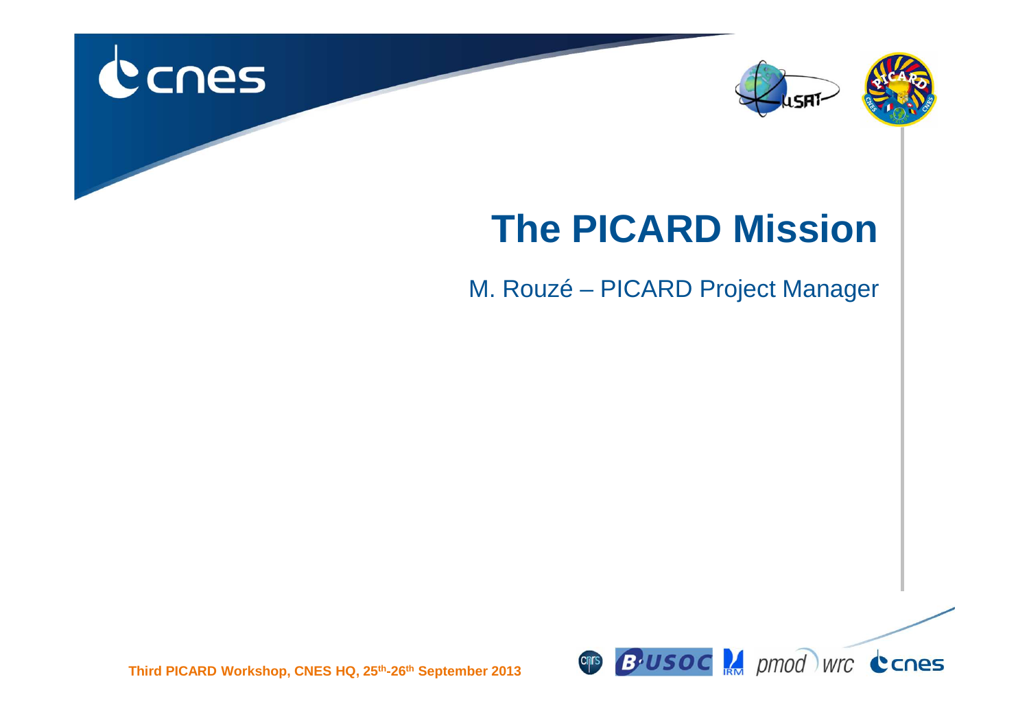# The PICARD Mission

M. Rouzé – PICARD Project Manager

Third PICARD Workshop, CNES HQ, 25th-26th September 2013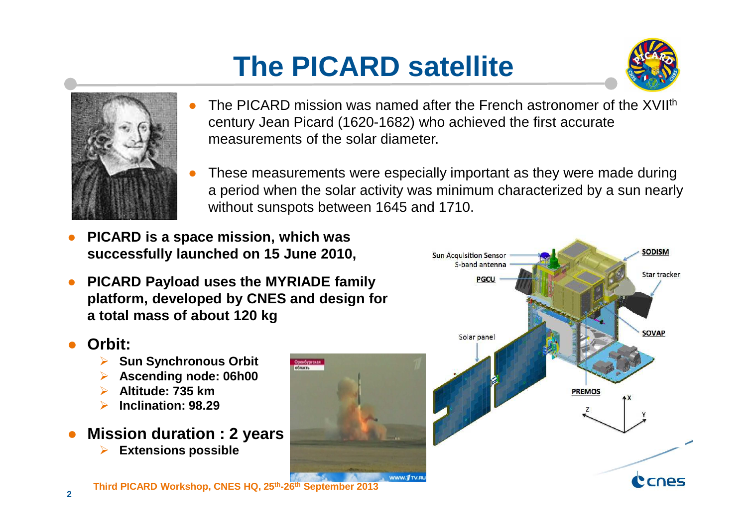# The PICARD satellite

- The PICARD mission was named after the French astronomer of the XVII[th] century Jean Picard (1620-1682) who achieved the first accurate measurements of the solar diameter.
- These measurements were especially important as they were made during a period when the solar activity was minimum characterized by a sun nearly without sunspots between 1645 and 1710.

- **PICARD is a space mission, which was successfully launched on 15 June 2010,**
- **PICARD Payload uses the MYRIADE family platform, developed by CNES and design for a total mass of about 120 kg**
- **Orbit:**
  - **Sun Synchronous Orbit**
  - **Ascending node: 06h00**
  - **Altitude: 735 km**
  - **Inclination: 98.29**
- **Mission duration : 2 years**
  - **Extensions possible**

Third PICARD Workshop, CNES HQ, 25[th]-26[th] September 2013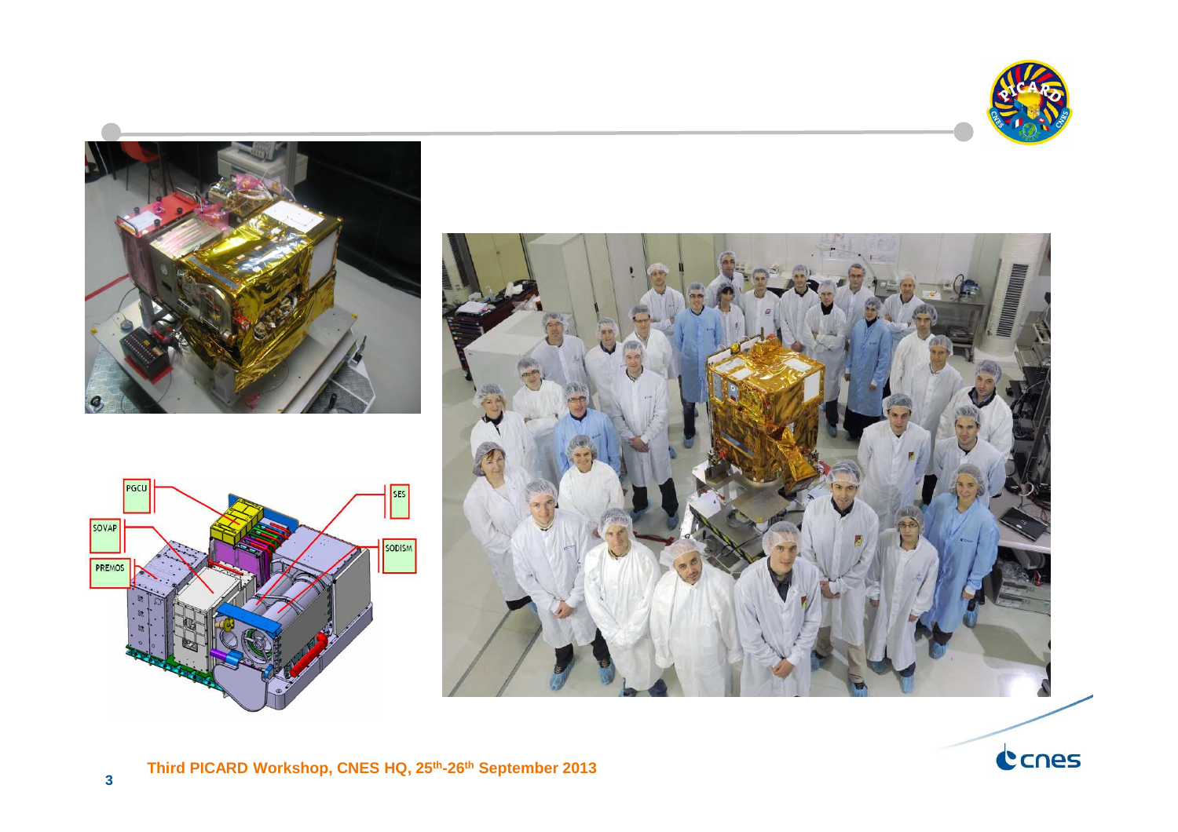PGCU

SOVAP

PREMOS

SES

SODISM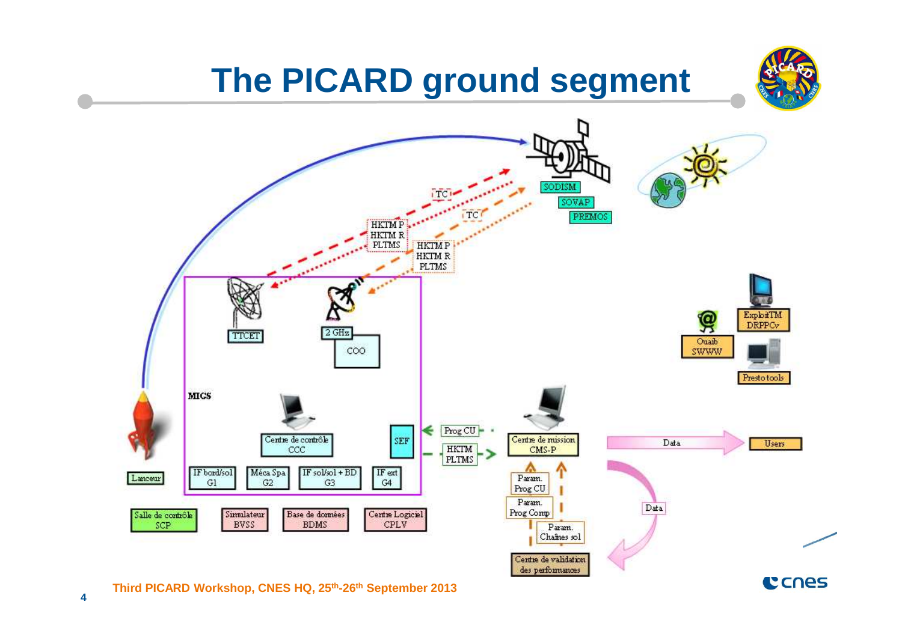# The PICARD ground segment

SODISM

SOVAP

PREMOS

TC

TC

HKTM P
HKTM R
PLTMS

HKTM P
HKTM R
PLTMS

TTCET

2 GHz

COO

MIGS

Centre de contrôle
CCC

SEF

IF bord/sol
G1

Méca Spa
G2

IF sol/sol + BD
G3

IF ext
G4

Lanceur

Salle de contrôle
SCP

Simulateur
BVSS

Base de données
BDMS

Centre Logiciel
CPLV

Prog CU

HKTM
PLTMS

Centre de mission
CMS-P

Param.
Prog CU

Param.
Prog Comp

Param.
Chaînes sol

Centre de validation
des performances

Data

Data

Users

Ouaib
SWWW

ExploitTM
DRPPCv

Presto tools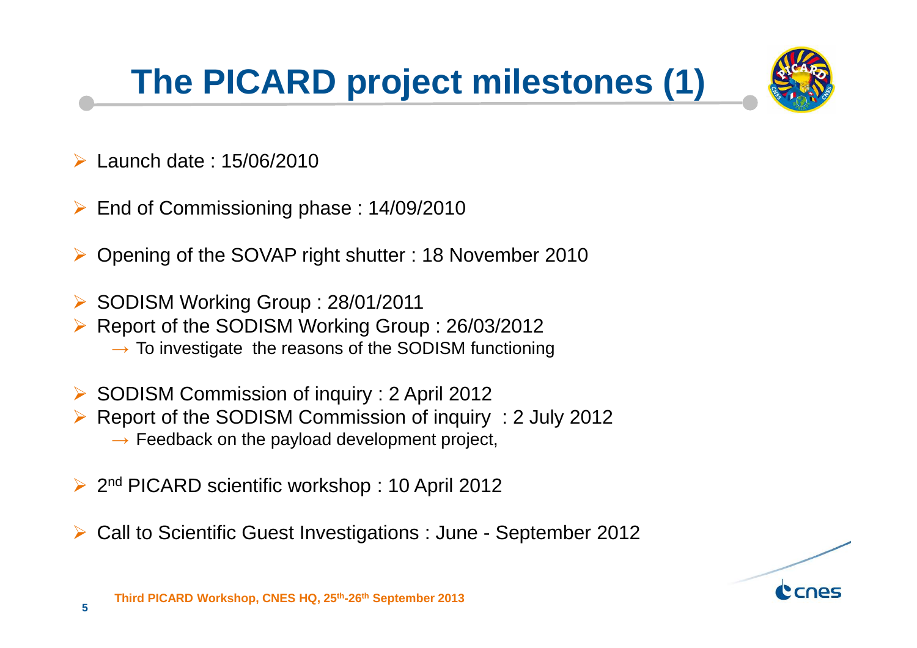# The PICARD project milestones (1)

- Launch date : 15/06/2010
- End of Commissioning phase : 14/09/2010
- Opening of the SOVAP right shutter : 18 November 2010
- SODISM Working Group : 28/01/2011
- Report of the SODISM Working Group : 26/03/2012
  - → To investigate the reasons of the SODISM functioning
- SODISM Commission of inquiry : 2 April 2012
- Report of the SODISM Commission of inquiry : 2 July 2012
  - → Feedback on the payload development project,
- 2nd PICARD scientific workshop : 10 April 2012
- Call to Scientific Guest Investigations : June - September 2012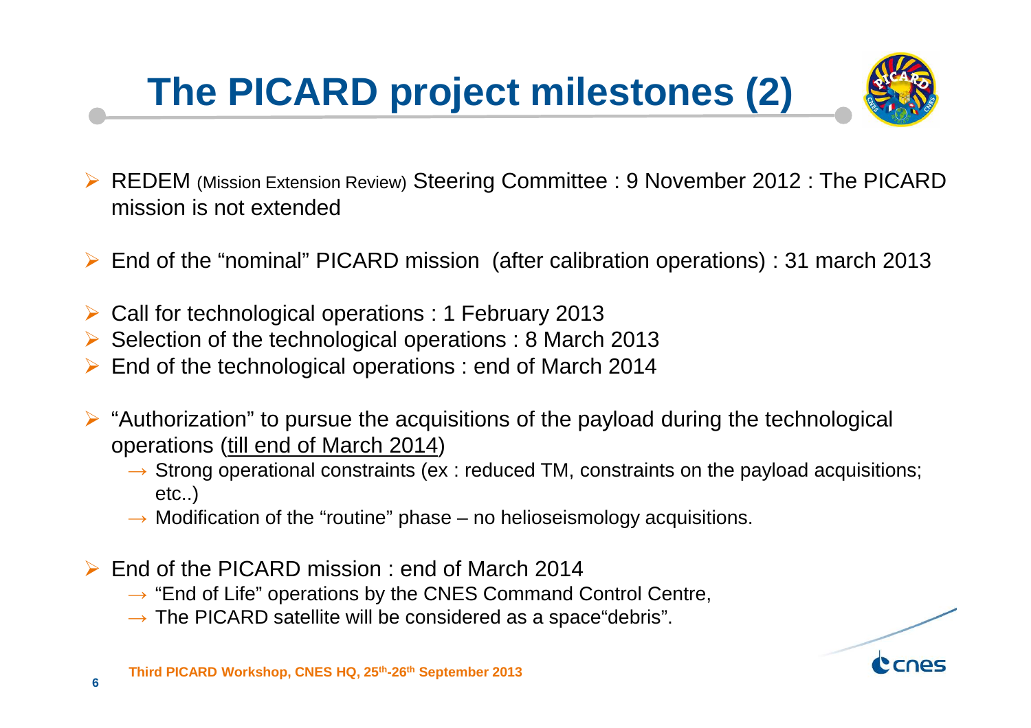# The PICARD project milestones (2)

- REDEM (Mission Extension Review) Steering Committee : 9 November 2012 : The PICARD mission is not extended

- End of the "nominal" PICARD mission (after calibration operations) : 31 march 2013

- Call for technological operations : 1 February 2013
- Selection of the technological operations : 8 March 2013
- End of the technological operations : end of March 2014

- "Authorization" to pursue the acquisitions of the payload during the technological operations (<u>till end of March 2014</u>)
  - → Strong operational constraints (ex : reduced TM, constraints on the payload acquisitions; etc..)
  - → Modification of the "routine" phase – no helioseismology acquisitions.

- End of the PICARD mission : end of March 2014
  - → "End of Life" operations by the CNES Command Control Centre,
  - → The PICARD satellite will be considered as a space"debris".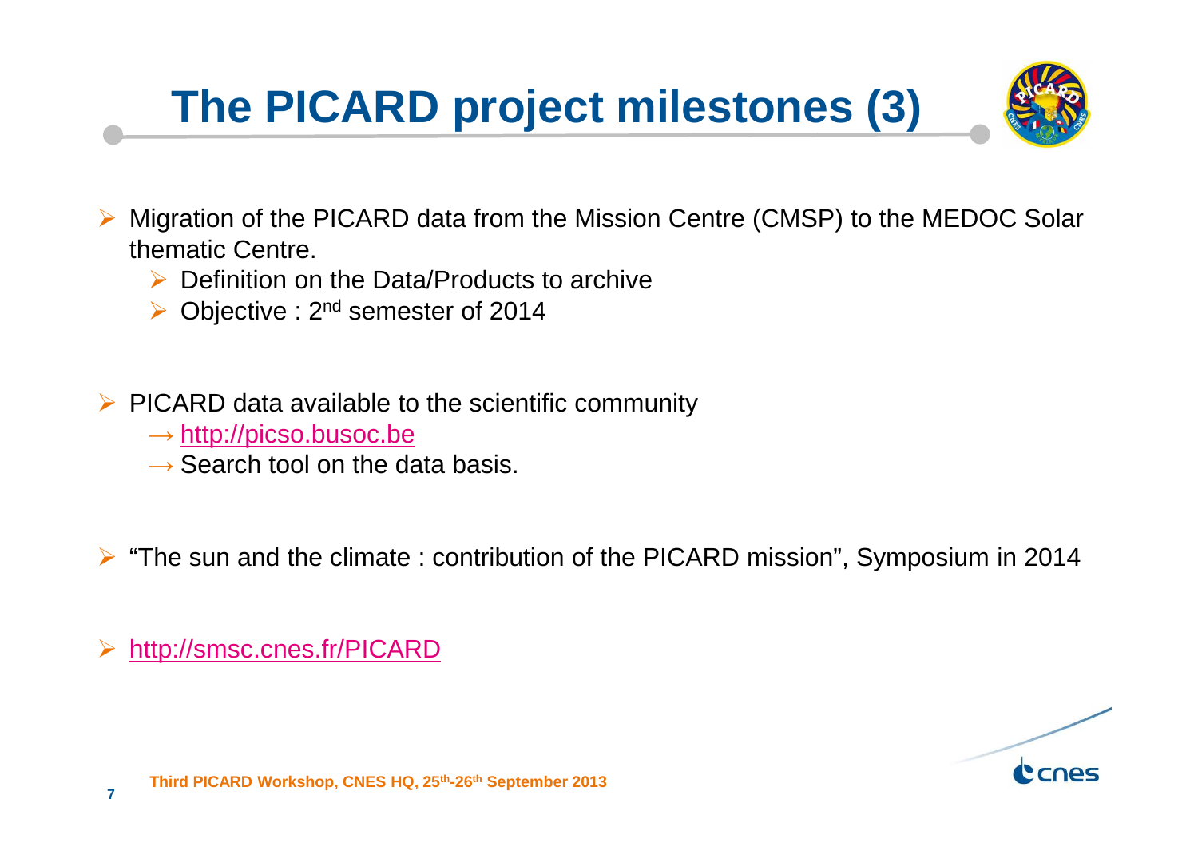# The PICARD project milestones (3)

- Migration of the PICARD data from the Mission Centre (CMSP) to the MEDOC Solar thematic Centre.
  - Definition on the Data/Products to archive
  - Objective : 2nd semester of 2014

- PICARD data available to the scientific community
  → http://picso.busoc.be
  → Search tool on the data basis.

- "The sun and the climate : contribution of the PICARD mission", Symposium in 2014

- http://smsc.cnes.fr/PICARD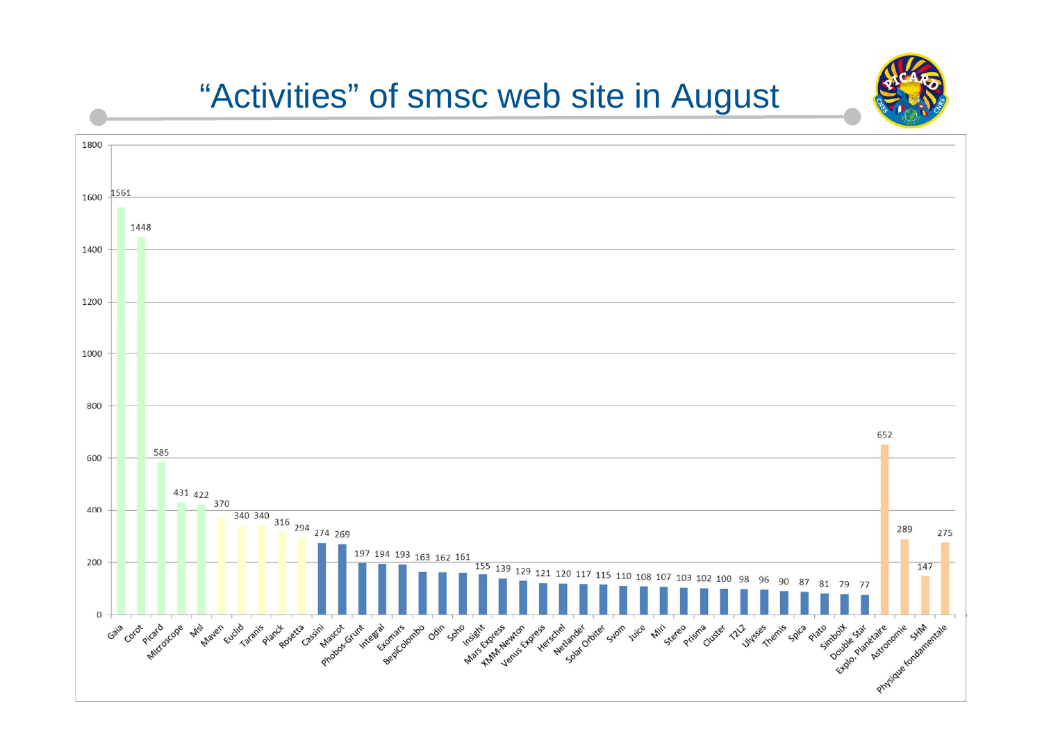# "Activities" of smsc web site in August

1800
1600
1400
1200
1000
800
600
400
200
0

1561 1448 585 431 422 370 340 340 316 294 274 269 197 194 193 163 162 161 155 139 129 121 120 117 115 110 108 107 103 102 100 98 96 90 87 81 79 77 652 289 147 275

Gaia, Corot, Picard, Microscope, Msl, Maven, Euclid, Taranis, Planck, Rosetta, Cassini, Mascot, Phobos-Grunt, Integral, Exomars, BepiColombo, Odin, Soho, Insight, Mars Express, XMM-Newton, Venus Express, Herschel, Netlander, Solar Orbiter, Svom, Juice, Miri, Stereo, Prisma, Cluster, T2L2, Ulysses, Themis, Spica, Plato, SimbolX, Double Star, Explo. Planétaire, Astronomie, SHM, Physique fondamentale